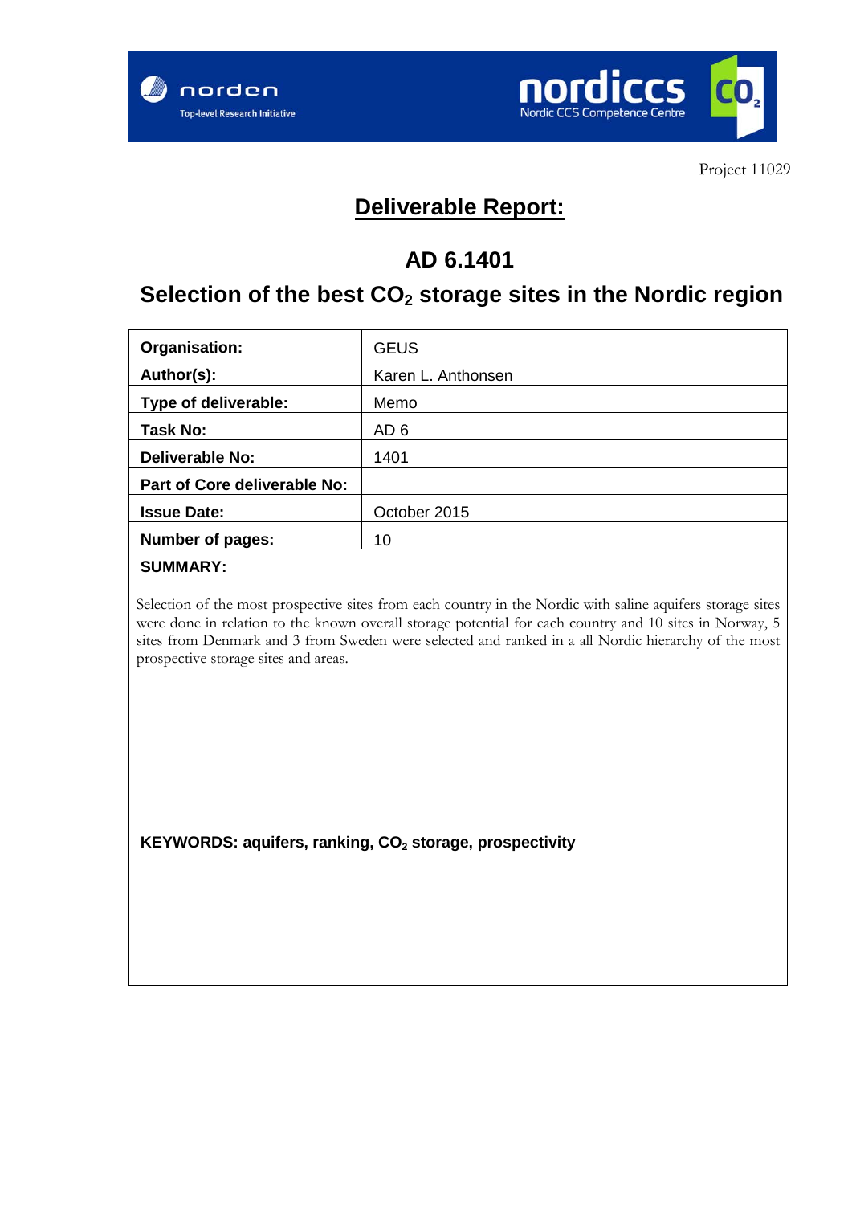norden
Top-level Research Initiative

nordiccs
Nordic CCS Competence Centre

Project 11029

# Deliverable Report:

## AD 6.1401

## Selection of the best $CO_2$ storage sites in the Nordic region

| | |
|---|---|
| **Organisation:** | GEUS |
| **Author(s):** | Karen L. Anthonsen |
| **Type of deliverable:** | Memo |
| **Task No:** | AD 6 |
| **Deliverable No:** | 1401 |
| **Part of Core deliverable No:** | |
| **Issue Date:** | October 2015 |
| **Number of pages:** | 10 |

**SUMMARY:**

Selection of the most prospective sites from each country in the Nordic with saline aquifers storage sites were done in relation to the known overall storage potential for each country and 10 sites in Norway, 5 sites from Denmark and 3 from Sweden were selected and ranked in a all Nordic hierarchy of the most prospective storage sites and areas.

**KEYWORDS: aquifers, ranking, $CO_2$ storage, prospectivity**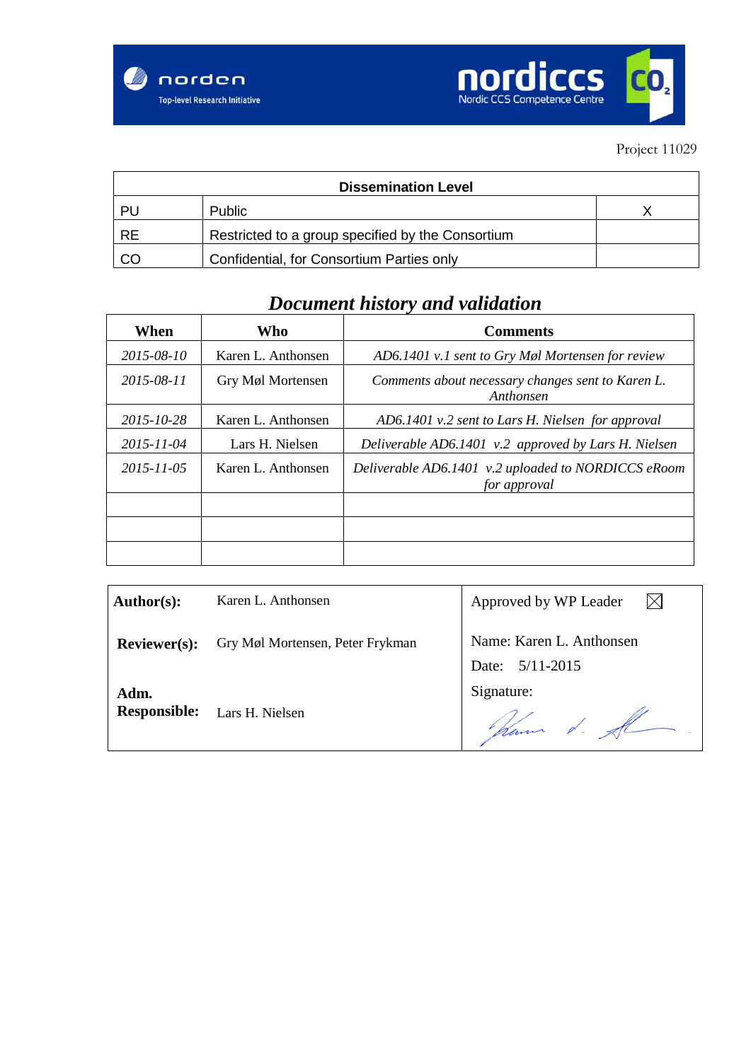norden
Top-level Research Initiative

nordiccs
Nordic CCS Competence Centre

Project 11029

| Dissemination Level | | |
|---|---|---|
| PU | Public | X |
| RE | Restricted to a group specified by the Consortium | |
| CO | Confidential, for Consortium Parties only | |

## *Document history and validation*

| When | Who | Comments |
|---|---|---|
| *2015-08-10* | Karen L. Anthonsen | *AD6.1401 v.1 sent to Gry Møl Mortensen for review* |
| *2015-08-11* | Gry Møl Mortensen | *Comments about necessary changes sent to Karen L. Anthonsen* |
| *2015-10-28* | Karen L. Anthonsen | *AD6.1401 v.2 sent to Lars H. Nielsen for approval* |
| *2015-11-04* | Lars H. Nielsen | *Deliverable AD6.1401 v.2 approved by Lars H. Nielsen* |
| *2015-11-05* | Karen L. Anthonsen | *Deliverable AD6.1401 v.2 uploaded to NORDICCS eRoom for approval* |
| | | |
| | | |
| | | |

| | | |
|---|---|---|
| **Author(s):** | Karen L. Anthonsen | Approved by WP Leader ☒ |
| **Reviewer(s):** | Gry Møl Mortensen, Peter Frykman | Name: Karen L. Anthonsen<br>Date: 5/11-2015 |
| **Adm. Responsible:** | Lars H. Nielsen | Signature: |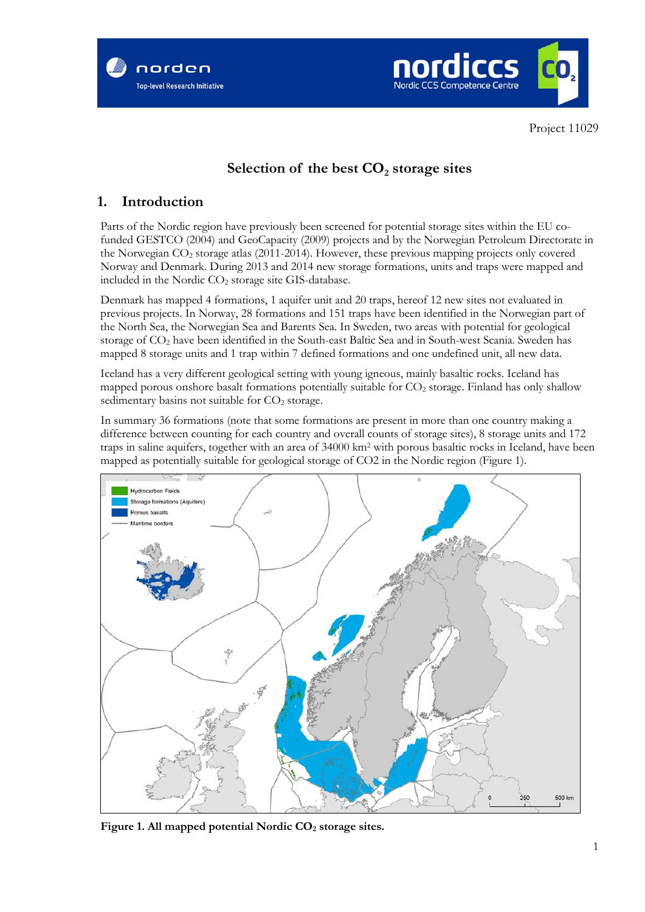Project 11029

# Selection of the best $CO_2$ storage sites

## 1. Introduction

Parts of the Nordic region have previously been screened for potential storage sites within the EU co-funded GESTCO (2004) and GeoCapacity (2009) projects and by the Norwegian Petroleum Directorate in the Norwegian $CO_2$ storage atlas (2011-2014). However, these previous mapping projects only covered Norway and Denmark. During 2013 and 2014 new storage formations, units and traps were mapped and included in the Nordic $CO_2$ storage site GIS-database.

Denmark has mapped 4 formations, 1 aquifer unit and 20 traps, hereof 12 new sites not evaluated in previous projects. In Norway, 28 formations and 151 traps have been identified in the Norwegian part of the North Sea, the Norwegian Sea and Barents Sea. In Sweden, two areas with potential for geological storage of $CO_2$ have been identified in the South-east Baltic Sea and in South-west Scania. Sweden has mapped 8 storage units and 1 trap within 7 defined formations and one undefined unit, all new data.

Iceland has a very different geological setting with young igneous, mainly basaltic rocks. Iceland has mapped porous onshore basalt formations potentially suitable for $CO_2$ storage. Finland has only shallow sedimentary basins not suitable for $CO_2$ storage.

In summary 36 formations (note that some formations are present in more than one country making a difference between counting for each country and overall counts of storage sites), 8 storage units and 172 traps in saline aquifers, together with an area of 34000 km$^2$ with porous basaltic rocks in Iceland, have been mapped as potentially suitable for geological storage of CO2 in the Nordic region (Figure 1).

**Figure 1. All mapped potential Nordic $CO_2$ storage sites.**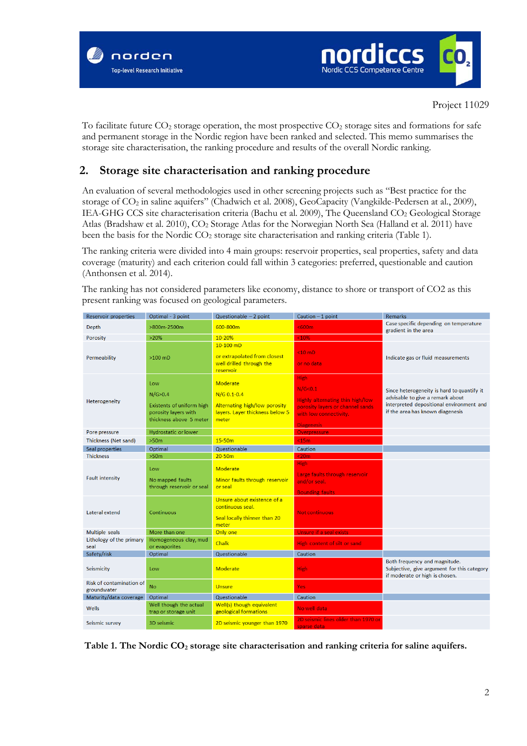Project 11029

To facilitate future $CO_2$ storage operation, the most prospective $CO_2$ storage sites and formations for safe and permanent storage in the Nordic region have been ranked and selected. This memo summarises the storage site characterisation, the ranking procedure and results of the overall Nordic ranking.

## 2. Storage site characterisation and ranking procedure

An evaluation of several methodologies used in other screening projects such as "Best practice for the storage of $CO_2$ in saline aquifers" (Chadwich et al. 2008), GeoCapacity (Vangkilde-Pedersen at al., 2009), IEA-GHG CCS site characterisation criteria (Bachu et al. 2009), The Queensland $CO_2$ Geological Storage Atlas (Bradshaw et al. 2010), $CO_2$ Storage Atlas for the Norwegian North Sea (Halland et al. 2011) have been the basis for the Nordic $CO_2$ storage site characterisation and ranking criteria (Table 1).

The ranking criteria were divided into 4 main groups: reservoir properties, seal properties, safety and data coverage (maturity) and each criterion could fall within 3 categories: preferred, questionable and caution (Anthonsen et al. 2014).

The ranking has not considered parameters like economy, distance to shore or transport of CO2 as this present ranking was focused on geological parameters.

| Reservoir properties | Optimal - 3 point | Questionable – 2 point | Caution – 1 point | Remarks |
|---|---|---|---|---|
| Depth | >800m-2500m | 600-800m | <600m | Case specific depending on temperature gradient in the area |
| Porosity | >20% | 10-20% | <10% | |
| Permeability | >100 mD | 10-100 mD<br>or extrapolated from closest well drilled through the reservoir | <10 mD<br>or no data | Indicate gas or fluid measurements |
| Heterogeneity | Low<br>N/G>0.4<br>Existents of uniform high porosity layers with thickness above 5 meter | Moderate<br>N/G 0.1-0.4<br>Alternating high/low porosity layers. Layer thickness below 5 meter | High<br>N/G<0.1<br>Highly alternating thin high/low porosity layers or channel sands with low connectivity.<br>Diagenesis | Since heterogeneity is hard to quantify it advisable to give a remark about interpreted depositional environment and if the area has known diagenesis |
| Pore pressure | Hydrostatic or lower | | Overpressure | |
| Thickness (Net sand) | >50m | 15-50m | <15m | |
| **Seal properties** | **Optimal** | **Questionable** | **Caution** | |
| Thickness | >50m | 20-50m | <20m | |
| Fault intensity | Low<br>No mapped faults through reservoir or seal | Moderate<br>Minor faults through reservoir or seal | High<br>Large faults through reservoir and/or seal.<br>Bounding faults | |
| Lateral extend | Continuous | Unsure about existence of a continuous seal.<br>Seal locally thinner than 20 meter | Not continuous | |
| Multiple seals | More than one | Only one | Unsure if a seal exists | |
| Lithology of the primary seal | Homogeneous clay, mud or evaporites | Chalk | High content of silt or sand | |
| **Safety/risk** | **Optimal** | **Questionable** | **Caution** | |
| Seismicity | Low | Moderate | High | Both frequency and magnitude. Subjective, give argument for this category if moderate or high is chosen. |
| Risk of contamination of groundwater | No | Unsure | Yes | |
| **Maturity/data coverage** | **Optimal** | **Questionable** | **Caution** | |
| Wells | Well though the actual trap or storage unit | Well(s) though equivalent geological formations | No well data | |
| Seismic survey | 3D seismic | 2D seismic younger than 1970 | 2D seismic lines older than 1970 or sparse data | |

**Table 1. The Nordic $CO_2$ storage site characterisation and ranking criteria for saline aquifers.**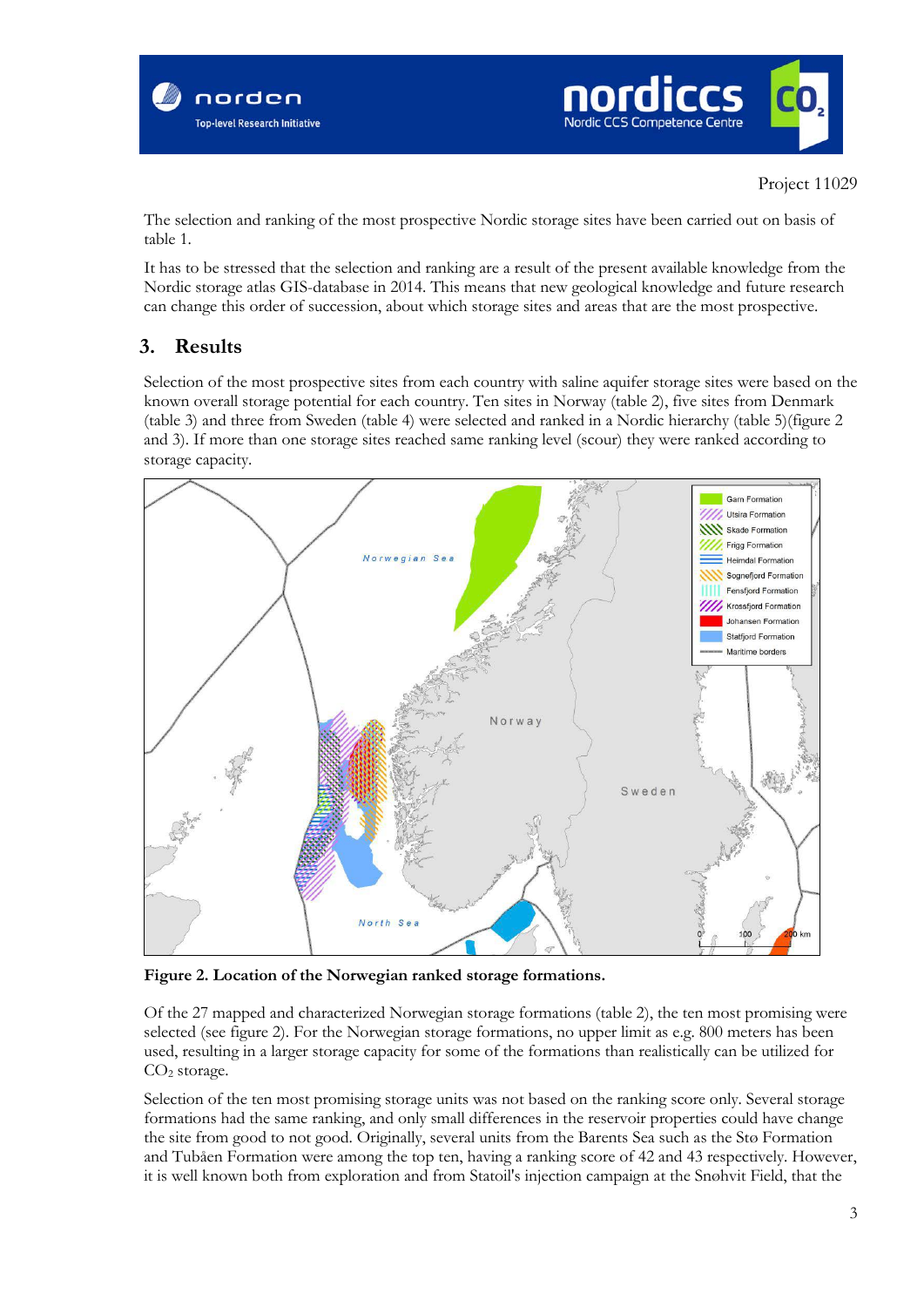The selection and ranking of the most prospective Nordic storage sites have been carried out on basis of table 1.

It has to be stressed that the selection and ranking are a result of the present available knowledge from the Nordic storage atlas GIS-database in 2014. This means that new geological knowledge and future research can change this order of succession, about which storage sites and areas that are the most prospective.

## 3. Results

Selection of the most prospective sites from each country with saline aquifer storage sites were based on the known overall storage potential for each country. Ten sites in Norway (table 2), five sites from Denmark (table 3) and three from Sweden (table 4) were selected and ranked in a Nordic hierarchy (table 5)(figure 2 and 3). If more than one storage sites reached same ranking level (scour) they were ranked according to storage capacity.

**Figure 2. Location of the Norwegian ranked storage formations.**

Of the 27 mapped and characterized Norwegian storage formations (table 2), the ten most promising were selected (see figure 2). For the Norwegian storage formations, no upper limit as e.g. 800 meters has been used, resulting in a larger storage capacity for some of the formations than realistically can be utilized for $CO_2$ storage.

Selection of the ten most promising storage units was not based on the ranking score only. Several storage formations had the same ranking, and only small differences in the reservoir properties could have change the site from good to not good. Originally, several units from the Barents Sea such as the Stø Formation and Tubåen Formation were among the top ten, having a ranking score of 42 and 43 respectively. However, it is well known both from exploration and from Statoil's injection campaign at the Snøhvit Field, that the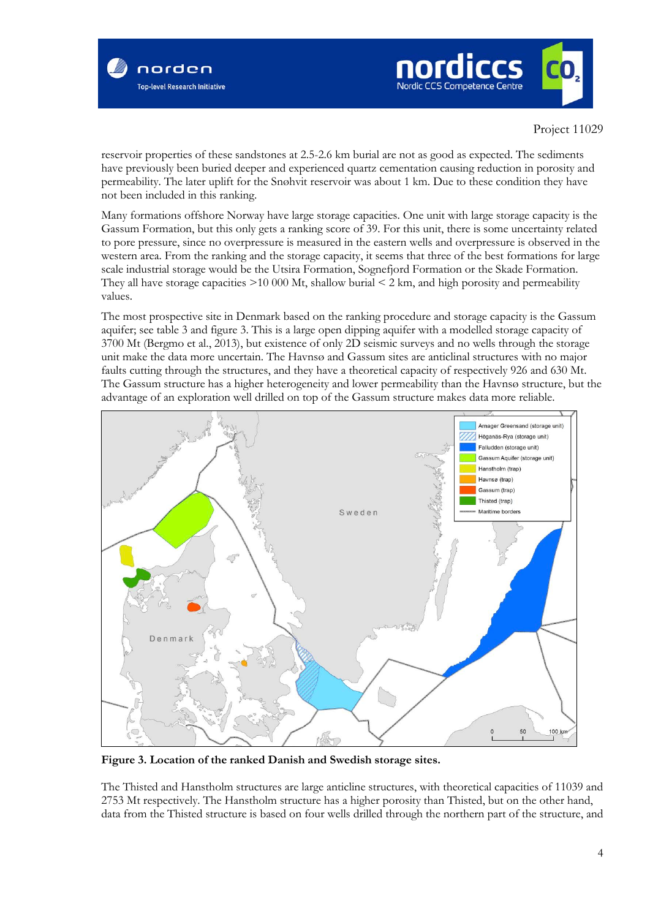reservoir properties of these sandstones at 2.5-2.6 km burial are not as good as expected. The sediments have previously been buried deeper and experienced quartz cementation causing reduction in porosity and permeability. The later uplift for the Snøhvit reservoir was about 1 km. Due to these condition they have not been included in this ranking.

Many formations offshore Norway have large storage capacities. One unit with large storage capacity is the Gassum Formation, but this only gets a ranking score of 39. For this unit, there is some uncertainty related to pore pressure, since no overpressure is measured in the eastern wells and overpressure is observed in the western area. From the ranking and the storage capacity, it seems that three of the best formations for large scale industrial storage would be the Utsira Formation, Sognefjord Formation or the Skade Formation. They all have storage capacities >10 000 Mt, shallow burial < 2 km, and high porosity and permeability values.

The most prospective site in Denmark based on the ranking procedure and storage capacity is the Gassum aquifer; see table 3 and figure 3. This is a large open dipping aquifer with a modelled storage capacity of 3700 Mt (Bergmo et al., 2013), but existence of only 2D seismic surveys and no wells through the storage unit make the data more uncertain. The Havnsø and Gassum sites are anticlinal structures with no major faults cutting through the structures, and they have a theoretical capacity of respectively 926 and 630 Mt. The Gassum structure has a higher heterogeneity and lower permeability than the Havnsø structure, but the advantage of an exploration well drilled on top of the Gassum structure makes data more reliable.

**Figure 3. Location of the ranked Danish and Swedish storage sites.**

The Thisted and Hanstholm structures are large anticline structures, with theoretical capacities of 11039 and 2753 Mt respectively. The Hanstholm structure has a higher porosity than Thisted, but on the other hand, data from the Thisted structure is based on four wells drilled through the northern part of the structure, and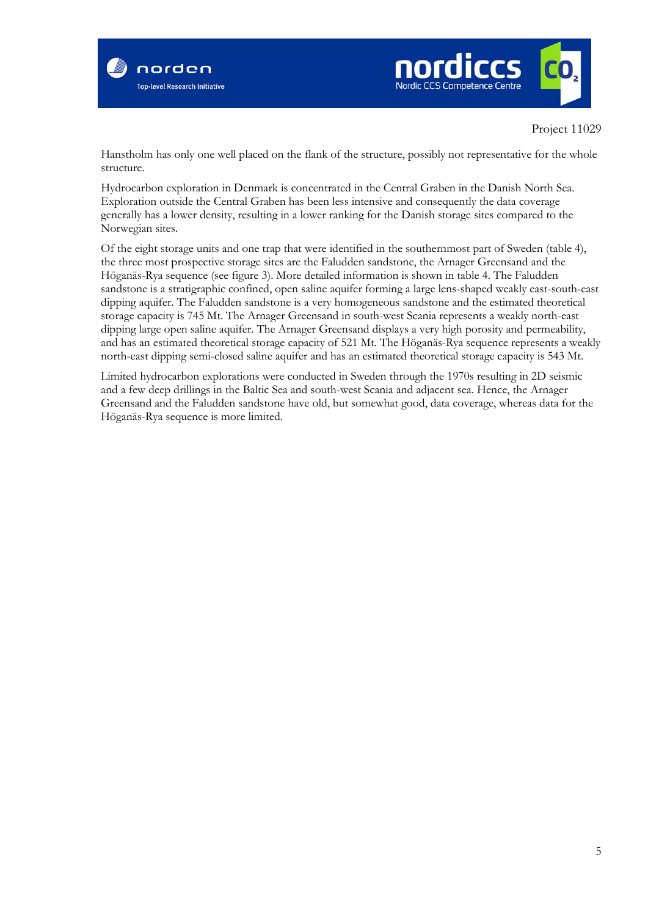Hanstholm has only one well placed on the flank of the structure, possibly not representative for the whole structure.

Hydrocarbon exploration in Denmark is concentrated in the Central Graben in the Danish North Sea. Exploration outside the Central Graben has been less intensive and consequently the data coverage generally has a lower density, resulting in a lower ranking for the Danish storage sites compared to the Norwegian sites.

Of the eight storage units and one trap that were identified in the southernmost part of Sweden (table 4), the three most prospective storage sites are the Faludden sandstone, the Arnager Greensand and the Höganäs-Rya sequence (see figure 3). More detailed information is shown in table 4. The Faludden sandstone is a stratigraphic confined, open saline aquifer forming a large lens-shaped weakly east-south-east dipping aquifer. The Faludden sandstone is a very homogeneous sandstone and the estimated theoretical storage capacity is 745 Mt. The Arnager Greensand in south-west Scania represents a weakly north-east dipping large open saline aquifer. The Arnager Greensand displays a very high porosity and permeability, and has an estimated theoretical storage capacity of 521 Mt. The Höganäs-Rya sequence represents a weakly north-east dipping semi-closed saline aquifer and has an estimated theoretical storage capacity is 543 Mt.

Limited hydrocarbon explorations were conducted in Sweden through the 1970s resulting in 2D seismic and a few deep drillings in the Baltic Sea and south-west Scania and adjacent sea. Hence, the Arnager Greensand and the Faludden sandstone have old, but somewhat good, data coverage, whereas data for the Höganäs-Rya sequence is more limited.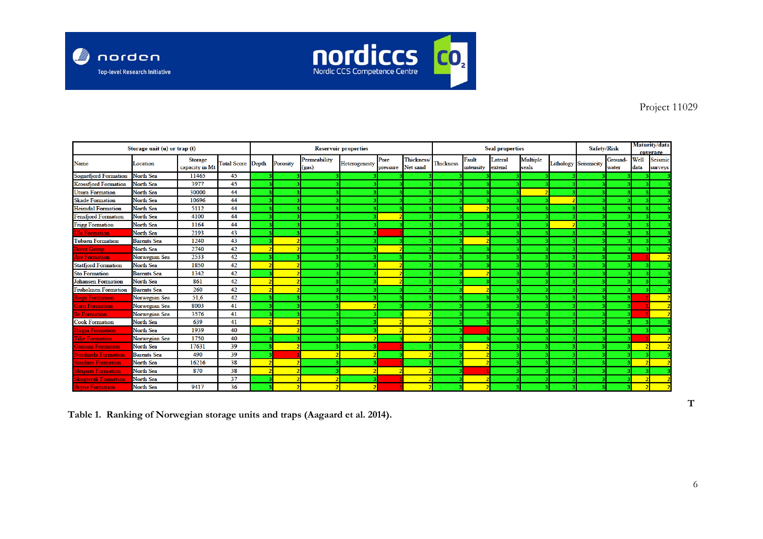Project 11029

| Storage unit (u) or trap (t) | | | | Reservoir properties | | | | | | Seal properties | | | | | Safety/Risk | | Maturity/data coverage | |
|---|---|---|---|---|---|---|---|---|---|---|---|---|---|---|---|---|---|---|
| Name | Location | Storage capacity in Mt | Total Score | Depth | Porosity | Permeability (gas) | Heterogeneity | Pore pressure | Thickness/ Net sand | Thickness | Fault intensity | Lateral extend | Multiple seals | Lithology | Seismicity | Ground-water | Well data | Seismic surveys |
| Sognefjord Formation | North Sea | 11465 | 45 | 3 | 3 | 3 | 3 | 3 | 3 | 3 | 3 | 3 | 3 | 3 | 3 | 3 | 3 | 3 |
| Krossfjord Formation | North Sea | 3977 | 45 | 3 | 3 | 3 | 3 | 3 | 3 | 3 | 3 | 3 | 3 | 3 | 3 | 3 | 3 | 3 |
| Utsira Formation | North Sea | 30000 | 44 | 3 | 3 | 3 | 3 | 3 | 3 | 3 | 3 | 3 | 2 | 3 | 3 | 3 | 3 | 3 |
| Skade Formation | North Sea | 10696 | 44 | 3 | 3 | 3 | 3 | 3 | 3 | 3 | 3 | 3 | 3 | 2 | 3 | 3 | 3 | 3 |
| Heimdal Formation | North Sea | 5112 | 44 | 3 | 3 | 3 | 3 | 3 | 3 | 3 | 2 | 3 | 3 | 3 | 3 | 3 | 3 | 3 |
| Fensfjord Formation | North Sea | 4100 | 44 | 3 | 3 | 3 | 3 | 2 | 3 | 3 | 3 | 3 | 3 | 3 | 3 | 3 | 3 | 3 |
| Frigg Formation | North Sea | 1164 | 44 | 3 | 3 | 3 | 3 | 3 | 3 | 3 | 3 | 3 | 3 | 2 | 3 | 3 | 3 | 3 |
| Ula Formation | North Sea | 2193 | 43 | 3 | 3 | 3 | 3 | 1 | 3 | 3 | 3 | 3 | 3 | 3 | 3 | 3 | 3 | 3 |
| Tubaen Formation | Barents Sea | 1240 | 43 | 3 | 2 | 3 | 3 | 3 | 3 | 3 | 2 | 3 | 3 | 3 | 3 | 3 | 3 | 3 |
| Brent Group | North Sea | 2740 | 42 | 2 | 2 | 3 | 3 | 2 | 3 | 3 | 3 | 3 | 3 | 3 | 3 | 3 | 3 | 3 |
| Are Formation | Norwegian Sea | 2533 | 42 | 3 | 3 | 3 | 3 | 3 | 3 | 3 | 3 | 3 | 3 | 3 | 3 | 3 | 1 | 2 |
| Statfjord Formation | North Sea | 1850 | 42 | 2 | 2 | 3 | 3 | 2 | 3 | 3 | 3 | 3 | 3 | 3 | 3 | 3 | 3 | 3 |
| Sto Formation | Barents Sea | 1342 | 42 | 3 | 2 | 3 | 3 | 2 | 3 | 3 | 2 | 3 | 3 | 3 | 3 | 3 | 3 | 3 |
| Johansen Formation | North Sea | 861 | 42 | 2 | 2 | 3 | 3 | 2 | 3 | 3 | 3 | 3 | 3 | 3 | 3 | 3 | 3 | 3 |
| Fruholmen Formation | Barents Sea | 260 | 42 | 2 | 2 | 3 | 3 | 3 | 3 | 3 | 2 | 3 | 3 | 3 | 3 | 3 | 3 | 3 |
| Rogn Formation | Norwegian Sea | 51.6 | 42 | 3 | 3 | 3 | 3 | 3 | 3 | 3 | 3 | 3 | 3 | 3 | 3 | 3 | 1 | 2 |
| Garn Formation | Norwegian Sea | 8003 | 41 | 3 | 3 | 3 | 2 | 3 | 3 | 3 | 3 | 3 | 3 | 3 | 3 | 3 | 1 | 2 |
| Ile Formation | Norwegian Sea | 3576 | 41 | 3 | 3 | 3 | 3 | 3 | 2 | 3 | 3 | 3 | 3 | 3 | 3 | 3 | 1 | 2 |
| Cook Formation | North Sea | 639 | 41 | 2 | 2 | 3 | 3 | 2 | 2 | 3 | 3 | 3 | 3 | 3 | 3 | 3 | 3 | 3 |
| Hugin Formation | North Sea | 1939 | 40 | 3 | 2 | 3 | 3 | 2 | 2 | 3 | 1 | 3 | 3 | 3 | 3 | 3 | 3 | 3 |
| Tilje Formation | Norwegian Sea | 1750 | 40 | 3 | 3 | 3 | 2 | 3 | 2 | 3 | 3 | 3 | 3 | 3 | 3 | 3 | 1 | 2 |
| Gassum Formation | North Sea | 17631 | 39 | 3 | 2 | 3 | 3 | 1 | 3 | 3 | 2 | 3 | 3 | 3 | 3 | 3 | 2 | 2 |
| Nordmela Formation | Barents Sea | 490 | 39 | 3 | 1 | 2 | 2 | 3 | 2 | 3 | 2 | 3 | 3 | 3 | 3 | 3 | 3 | 3 |
| Sandnes Formation | North Sea | 16216 | 38 | 2 | 2 | 3 | 3 | 1 | 3 | 3 | 2 | 3 | 3 | 3 | 3 | 3 | 2 | 2 |
| Sleipner Formation | North Sea | 870 | 38 | 2 | 2 | 3 | 2 | 2 | 2 | 3 | 1 | 3 | 3 | 3 | 3 | 3 | 3 | 3 |
| Skagerrak Formation | North Sea | | 37 | 3 | 2 | 2 | 3 | 1 | 2 | 3 | 2 | 3 | 3 | 3 | 3 | 3 | 2 | 2 |
| Bryne Formation | North Sea | 9417 | 36 | 3 | 2 | 2 | 2 | 1 | 2 | 3 | 2 | 3 | 3 | 3 | 3 | 3 | 2 | 2 |

**Table 1. Ranking of Norwegian storage units and traps (Aagaard et al. 2014).**

T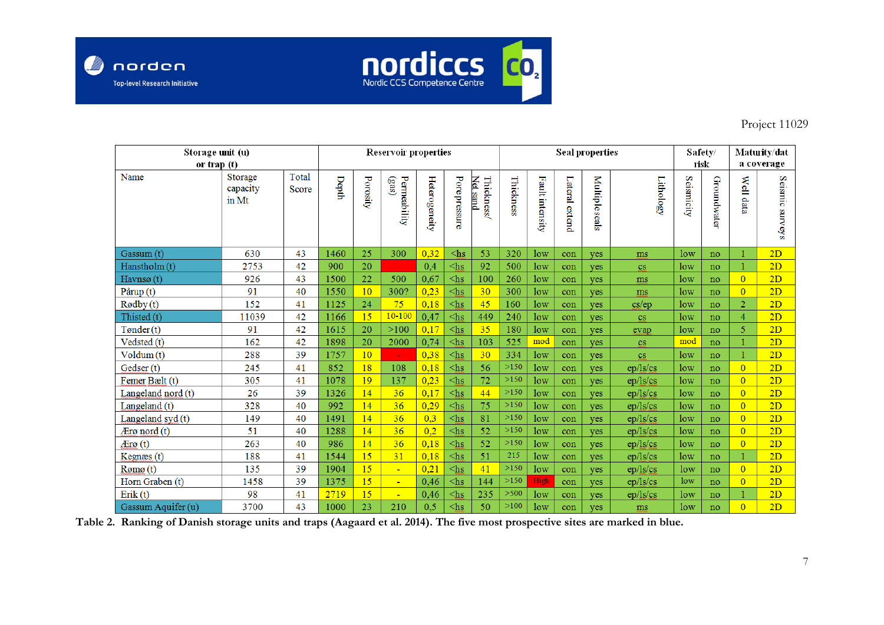Project 11029

| Storage unit (u) or trap (t) | | | Reservoir properties | | | | | | Seal properties | | | | | Safety/ risk | | Maturity/data coverage | |
|---|---|---|---|---|---|---|---|---|---|---|---|---|---|---|---|---|---|
| Name | Storage capacity in Mt | Total Score | Depth | Porosity | Permeability (gas) | Heterogeneity | Pore pressure | Thickness/ Net sand | Thickness | Fault intensity | Lateral extend | Multiple seals | Lithology | Seismicity | Groundwater | Well data | Seismic surveys |
| Gassum (t) | 630 | 43 | 1460 | 25 | 300 | 0,32 | <hs | 53 | 320 | low | con | yes | ms | low | no | 1 | 2D |
| Hanstholm (t) | 2753 | 42 | 900 | 20 | - | 0,4 | <hs | 92 | 500 | low | con | yes | cs | low | no | 1 | 2D |
| Havnsø (t) | 926 | 43 | 1500 | 22 | 500 | 0,67 | <hs | 100 | 260 | low | con | yes | ms | low | no | 0 | 2D |
| Pårup (t) | 91 | 40 | 1550 | 10 | 300? | 0,23 | <hs | 30 | 300 | low | con | yes | ms | low | no | 0 | 2D |
| Rødby (t) | 152 | 41 | 1125 | 24 | 75 | 0,18 | <hs | 45 | 160 | low | con | yes | cs/ep | low | no | 2 | 2D |
| Thisted (t) | 11039 | 42 | 1166 | 15 | 10-100 | 0,47 | <hs | 449 | 240 | low | con | yes | cs | low | no | 4 | 2D |
| Tønder (t) | 91 | 42 | 1615 | 20 | >100 | 0,17 | <hs | 35 | 180 | low | con | yes | evap | low | no | 5 | 2D |
| Vedsted (t) | 162 | 42 | 1898 | 20 | 2000 | 0,74 | <hs | 103 | 525 | mod | con | yes | cs | mod | no | 1 | 2D |
| Voldum (t) | 288 | 39 | 1757 | 10 | - | 0,38 | <hs | 30 | 334 | low | con | yes | cs | low | no | 1 | 2D |
| Gedser (t) | 245 | 41 | 852 | 18 | 108 | 0,18 | <hs | 56 | >150 | low | con | yes | ep/ls/cs | low | no | 0 | 2D |
| Femer Bælt (t) | 305 | 41 | 1078 | 19 | 137 | 0,23 | <hs | 72 | >150 | low | con | yes | ep/ls/cs | low | no | 0 | 2D |
| Langeland nord (t) | 26 | 39 | 1326 | 14 | 36 | 0,17 | <hs | 44 | >150 | low | con | yes | ep/ls/cs | low | no | 0 | 2D |
| Langeland (t) | 328 | 40 | 992 | 14 | 36 | 0,29 | <hs | 75 | >150 | low | con | yes | ep/ls/cs | low | no | 0 | 2D |
| Langeland syd (t) | 149 | 40 | 1491 | 14 | 36 | 0,3 | <hs | 81 | >150 | low | con | yes | ep/ls/cs | low | no | 0 | 2D |
| Ærø nord (t) | 51 | 40 | 1288 | 14 | 36 | 0,2 | <hs | 52 | >150 | low | con | yes | ep/ls/cs | low | no | 0 | 2D |
| Ærø (t) | 263 | 40 | 986 | 14 | 36 | 0,18 | <hs | 52 | >150 | low | con | yes | ep/ls/cs | low | no | 0 | 2D |
| Kegnæs (t) | 188 | 41 | 1544 | 15 | 31 | 0,18 | <hs | 51 | 215 | low | con | yes | ep/ls/cs | low | no | 1 | 2D |
| Rømø (t) | 135 | 39 | 1904 | 15 | - | 0,21 | <hs | 41 | >150 | low | con | yes | ep/ls/cs | low | no | 0 | 2D |
| Horn Graben (t) | 1458 | 39 | 1375 | 15 | - | 0,46 | <hs | 144 | >150 | High | con | yes | ep/ls/cs | low | no | 0 | 2D |
| Erik (t) | 98 | 41 | 2719 | 15 | - | 0,46 | <hs | 235 | >500 | low | con | yes | ep/ls/cs | low | no | 1 | 2D |
| Gassum Aquifer (u) | 3700 | 43 | 1000 | 23 | 210 | 0,5 | <hs | 50 | >100 | low | con | yes | ms | low | no | 0 | 2D |

**Table 2. Ranking of Danish storage units and traps (Aagaard et al. 2014). The five most prospective sites are marked in blue.**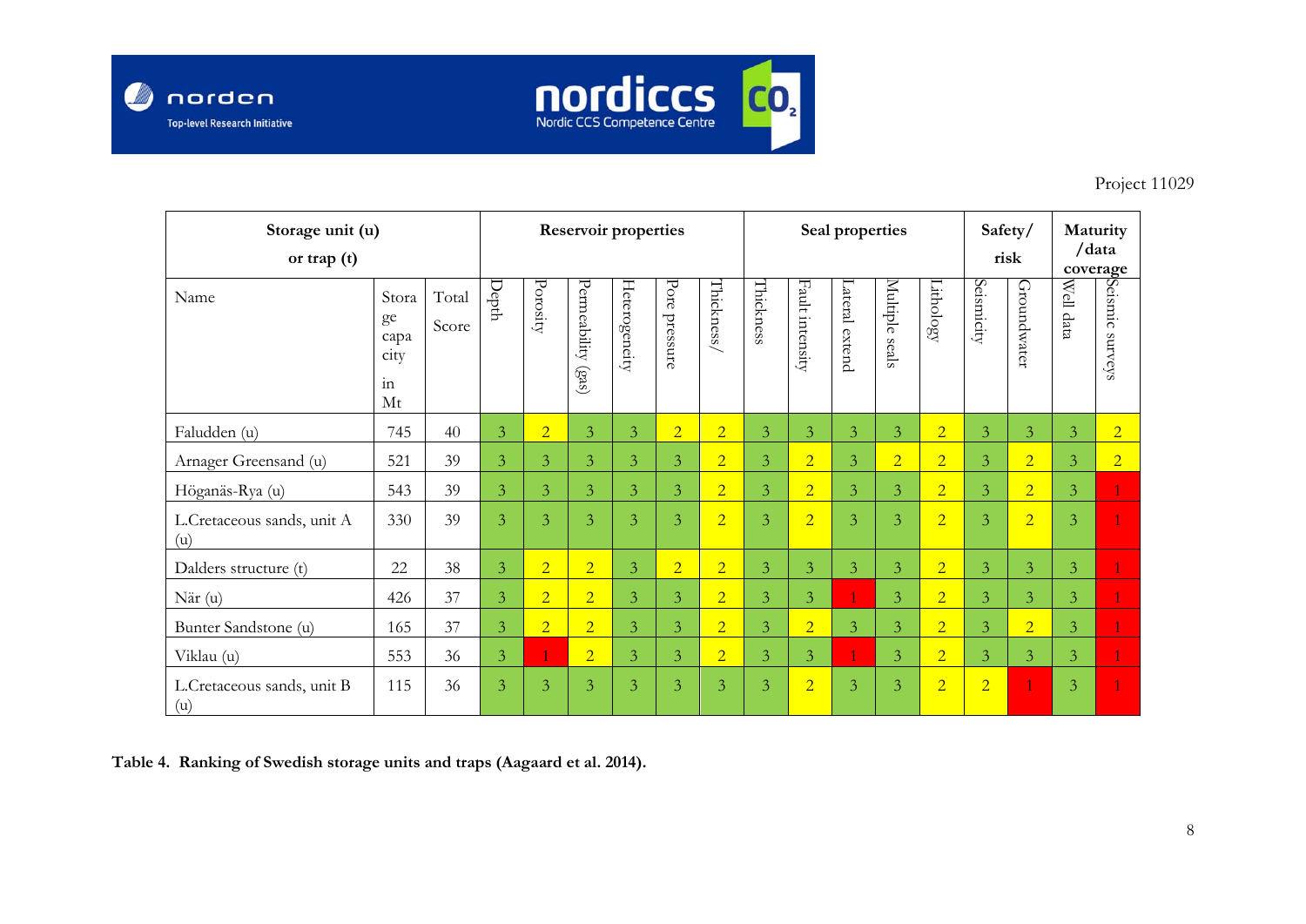| Storage unit (u) or trap (t) | | | Reservoir properties | | | | | | Seal properties | | | | | Safety/ risk | | Maturity /data coverage | |
|---|---|---|---|---|---|---|---|---|---|---|---|---|---|---|---|---|---|
| Name | Storage capacity in Mt | Total Score | Depth | Porosity | Permeability (gas) | Heterogeneity | Pore pressure | Thickness/ | Thickness | Fault intensity | Lateral extend | Multiple seals | Lithology | Seismicity | Groundwater | Well data | Seismic surveys |
| Faludden (u) | 745 | 40 | 3 | 2 | 3 | 3 | 2 | 2 | 3 | 3 | 3 | 3 | 2 | 3 | 3 | 3 | 2 |
| Arnager Greensand (u) | 521 | 39 | 3 | 3 | 3 | 3 | 3 | 2 | 3 | 2 | 3 | 2 | 2 | 3 | 2 | 3 | 2 |
| Höganäs-Rya (u) | 543 | 39 | 3 | 3 | 3 | 3 | 3 | 2 | 3 | 2 | 3 | 3 | 2 | 3 | 2 | 3 | 1 |
| L.Cretaceous sands, unit A (u) | 330 | 39 | 3 | 3 | 3 | 3 | 3 | 2 | 3 | 2 | 3 | 3 | 2 | 3 | 2 | 3 | 1 |
| Dalders structure (t) | 22 | 38 | 3 | 2 | 2 | 3 | 2 | 2 | 3 | 3 | 3 | 3 | 2 | 3 | 3 | 3 | 1 |
| När (u) | 426 | 37 | 3 | 2 | 2 | 3 | 3 | 2 | 3 | 3 | 1 | 3 | 2 | 3 | 3 | 3 | 1 |
| Bunter Sandstone (u) | 165 | 37 | 3 | 2 | 2 | 3 | 3 | 2 | 3 | 2 | 3 | 3 | 2 | 3 | 2 | 3 | 1 |
| Viklau (u) | 553 | 36 | 3 | 1 | 2 | 3 | 3 | 2 | 3 | 3 | 1 | 3 | 2 | 3 | 3 | 3 | 1 |
| L.Cretaceous sands, unit B (u) | 115 | 36 | 3 | 3 | 3 | 3 | 3 | 3 | 3 | 2 | 3 | 3 | 2 | 2 | 1 | 3 | 1 |

**Table 4. Ranking of Swedish storage units and traps (Aagaard et al. 2014).**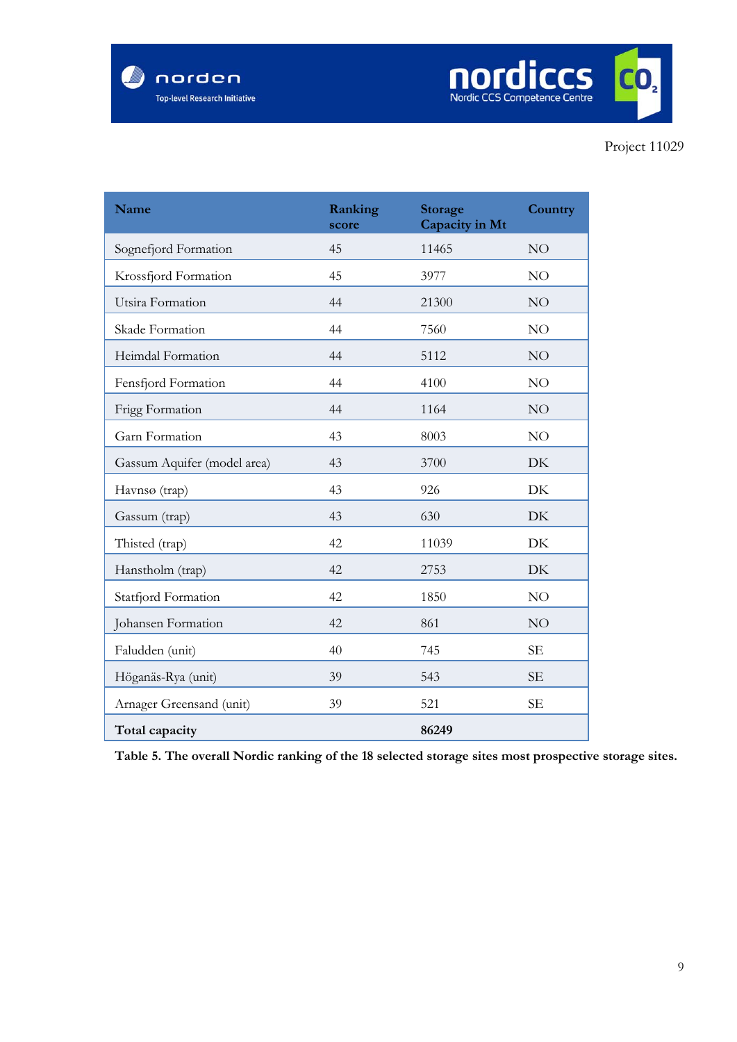Project 11029

| Name | Ranking score | Storage Capacity in Mt | Country |
|---|---|---|---|
| Sognefjord Formation | 45 | 11465 | NO |
| Krossfjord Formation | 45 | 3977 | NO |
| Utsira Formation | 44 | 21300 | NO |
| Skade Formation | 44 | 7560 | NO |
| Heimdal Formation | 44 | 5112 | NO |
| Fensfjord Formation | 44 | 4100 | NO |
| Frigg Formation | 44 | 1164 | NO |
| Garn Formation | 43 | 8003 | NO |
| Gassum Aquifer (model area) | 43 | 3700 | DK |
| Havnsø (trap) | 43 | 926 | DK |
| Gassum (trap) | 43 | 630 | DK |
| Thisted (trap) | 42 | 11039 | DK |
| Hanstholm (trap) | 42 | 2753 | DK |
| Statfjord Formation | 42 | 1850 | NO |
| Johansen Formation | 42 | 861 | NO |
| Faludden (unit) | 40 | 745 | SE |
| Höganäs-Rya (unit) | 39 | 543 | SE |
| Arnager Greensand (unit) | 39 | 521 | SE |
| **Total capacity** | | **86249** | |

**Table 5. The overall Nordic ranking of the 18 selected storage sites most prospective storage sites.**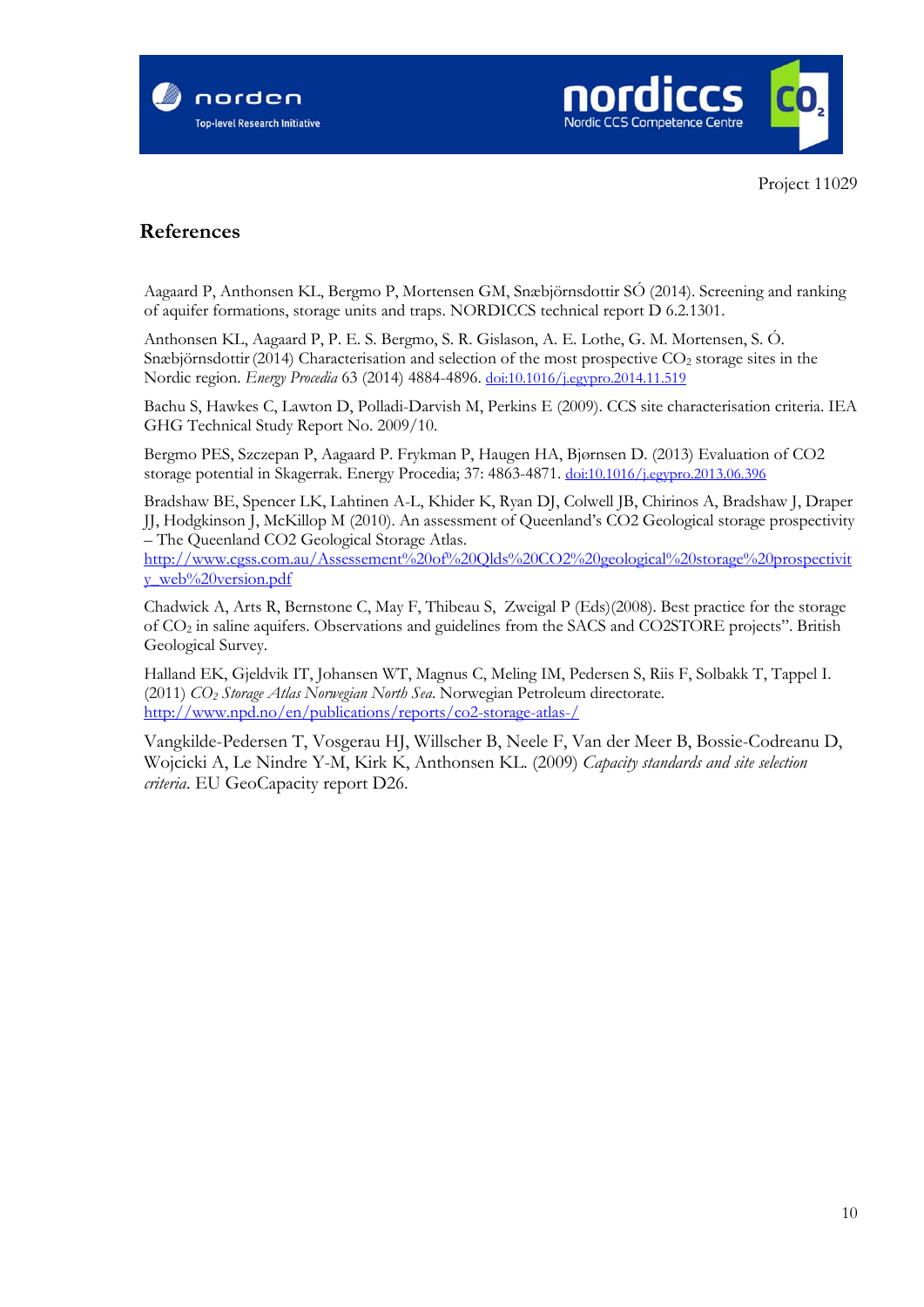## References

Aagaard P, Anthonsen KL, Bergmo P, Mortensen GM, Snæbjörnsdottir SÓ (2014). Screening and ranking of aquifer formations, storage units and traps. NORDICCS technical report D 6.2.1301.

Anthonsen KL, Aagaard P, P. E. S. Bergmo, S. R. Gislason, A. E. Lothe, G. M. Mortensen, S. Ó. Snæbjörnsdottir (2014) Characterisation and selection of the most prospective $CO_2$ storage sites in the Nordic region. *Energy Procedia* 63 (2014) 4884-4896. doi:10.1016/j.egypro.2014.11.519

Bachu S, Hawkes C, Lawton D, Polladi-Darvish M, Perkins E (2009). CCS site characterisation criteria. IEA GHG Technical Study Report No. 2009/10.

Bergmo PES, Szczepan P, Aagaard P. Frykman P, Haugen HA, Bjørnsen D. (2013) Evaluation of CO2 storage potential in Skagerrak. Energy Procedia; 37: 4863-4871. doi:10.1016/j.egypro.2013.06.396

Bradshaw BE, Spencer LK, Lahtinen A-L, Khider K, Ryan DJ, Colwell JB, Chirinos A, Bradshaw J, Draper JJ, Hodgkinson J, McKillop M (2010). An assessment of Queensland's CO2 Geological storage prospectivity – The Queensland CO2 Geological Storage Atlas. http://www.cgss.com.au/Assessement%20of%20Qlds%20CO2%20geological%20storage%20prospectivity_web%20version.pdf

Chadwick A, Arts R, Bernstone C, May F, Thibeau S, Zweigal P (Eds)(2008). Best practice for the storage of $CO_2$ in saline aquifers. Observations and guidelines from the SACS and CO2STORE projects". British Geological Survey.

Halland EK, Gjeldvik IT, Johansen WT, Magnus C, Meling IM, Pedersen S, Riis F, Solbakk T, Tappel I. (2011) *$CO_2$ Storage Atlas Norwegian North Sea*. Norwegian Petroleum directorate. http://www.npd.no/en/publications/reports/co2-storage-atlas-/

Vangkilde-Pedersen T, Vosgerau HJ, Willscher B, Neele F, Van der Meer B, Bossie-Codreanu D, Wojcicki A, Le Nindre Y-M, Kirk K, Anthonsen KL. (2009) *Capacity standards and site selection criteria*. EU GeoCapacity report D26.